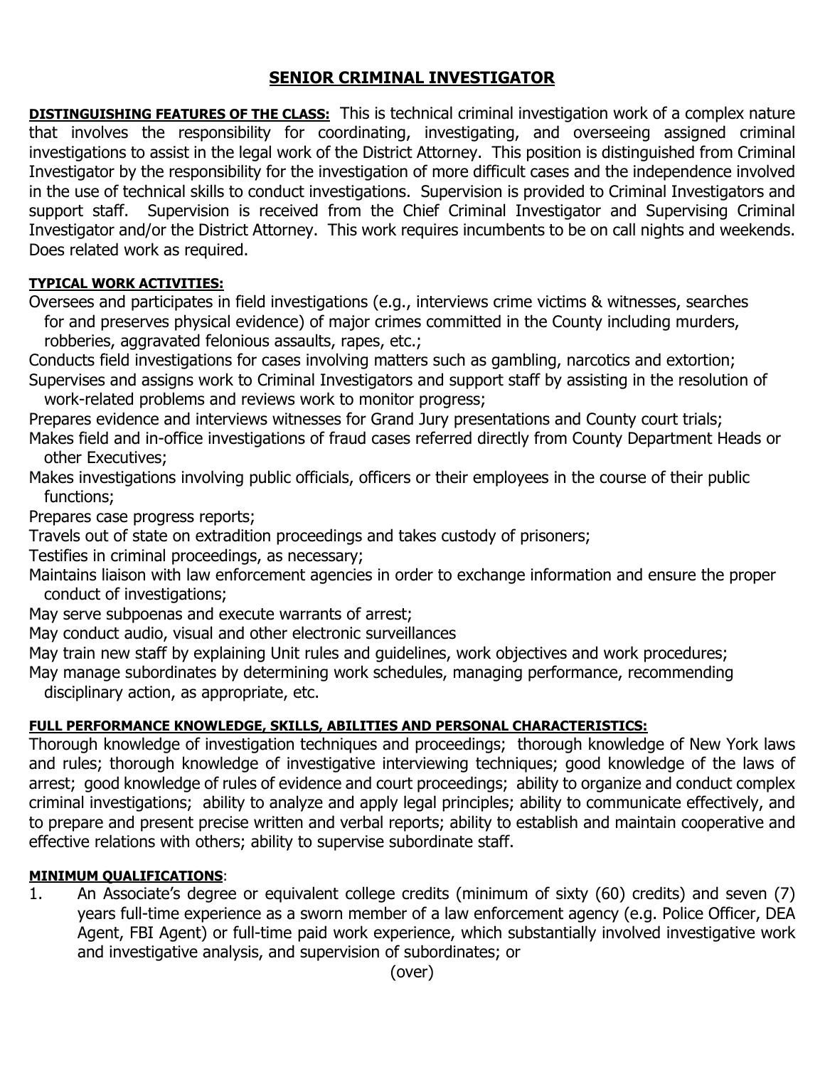# SENIOR CRIMINAL INVESTIGATOR

**DISTINGUISHING FEATURES OF THE CLASS:** This is technical criminal investigation work of a complex nature that involves the responsibility for coordinating, investigating, and overseeing assigned criminal investigations to assist in the legal work of the District Attorney. This position is distinguished from Criminal Investigator by the responsibility for the investigation of more difficult cases and the independence involved in the use of technical skills to conduct investigations. Supervision is provided to Criminal Investigators and support staff. Supervision is received from the Chief Criminal Investigator and Supervising Criminal Investigator and/or the District Attorney. This work requires incumbents to be on call nights and weekends. Does related work as required.

**TYPICAL WORK ACTIVITIES:**

Oversees and participates in field investigations (e.g., interviews crime victims & witnesses, searches for and preserves physical evidence) of major crimes committed in the County including murders, robberies, aggravated felonious assaults, rapes, etc.;

Conducts field investigations for cases involving matters such as gambling, narcotics and extortion;

Supervises and assigns work to Criminal Investigators and support staff by assisting in the resolution of work-related problems and reviews work to monitor progress;

Prepares evidence and interviews witnesses for Grand Jury presentations and County court trials;

Makes field and in-office investigations of fraud cases referred directly from County Department Heads or other Executives;

Makes investigations involving public officials, officers or their employees in the course of their public functions;

Prepares case progress reports;

Travels out of state on extradition proceedings and takes custody of prisoners;

Testifies in criminal proceedings, as necessary;

Maintains liaison with law enforcement agencies in order to exchange information and ensure the proper conduct of investigations;

May serve subpoenas and execute warrants of arrest;

May conduct audio, visual and other electronic surveillances

May train new staff by explaining Unit rules and guidelines, work objectives and work procedures;

May manage subordinates by determining work schedules, managing performance, recommending disciplinary action, as appropriate, etc.

**FULL PERFORMANCE KNOWLEDGE, SKILLS, ABILITIES AND PERSONAL CHARACTERISTICS:**

Thorough knowledge of investigation techniques and proceedings; thorough knowledge of New York laws and rules; thorough knowledge of investigative interviewing techniques; good knowledge of the laws of arrest; good knowledge of rules of evidence and court proceedings; ability to organize and conduct complex criminal investigations; ability to analyze and apply legal principles; ability to communicate effectively, and to prepare and present precise written and verbal reports; ability to establish and maintain cooperative and effective relations with others; ability to supervise subordinate staff.

**MINIMUM QUALIFICATIONS**:

1. An Associate's degree or equivalent college credits (minimum of sixty (60) credits) and seven (7) years full-time experience as a sworn member of a law enforcement agency (e.g. Police Officer, DEA Agent, FBI Agent) or full-time paid work experience, which substantially involved investigative work and investigative analysis, and supervision of subordinates; or

(over)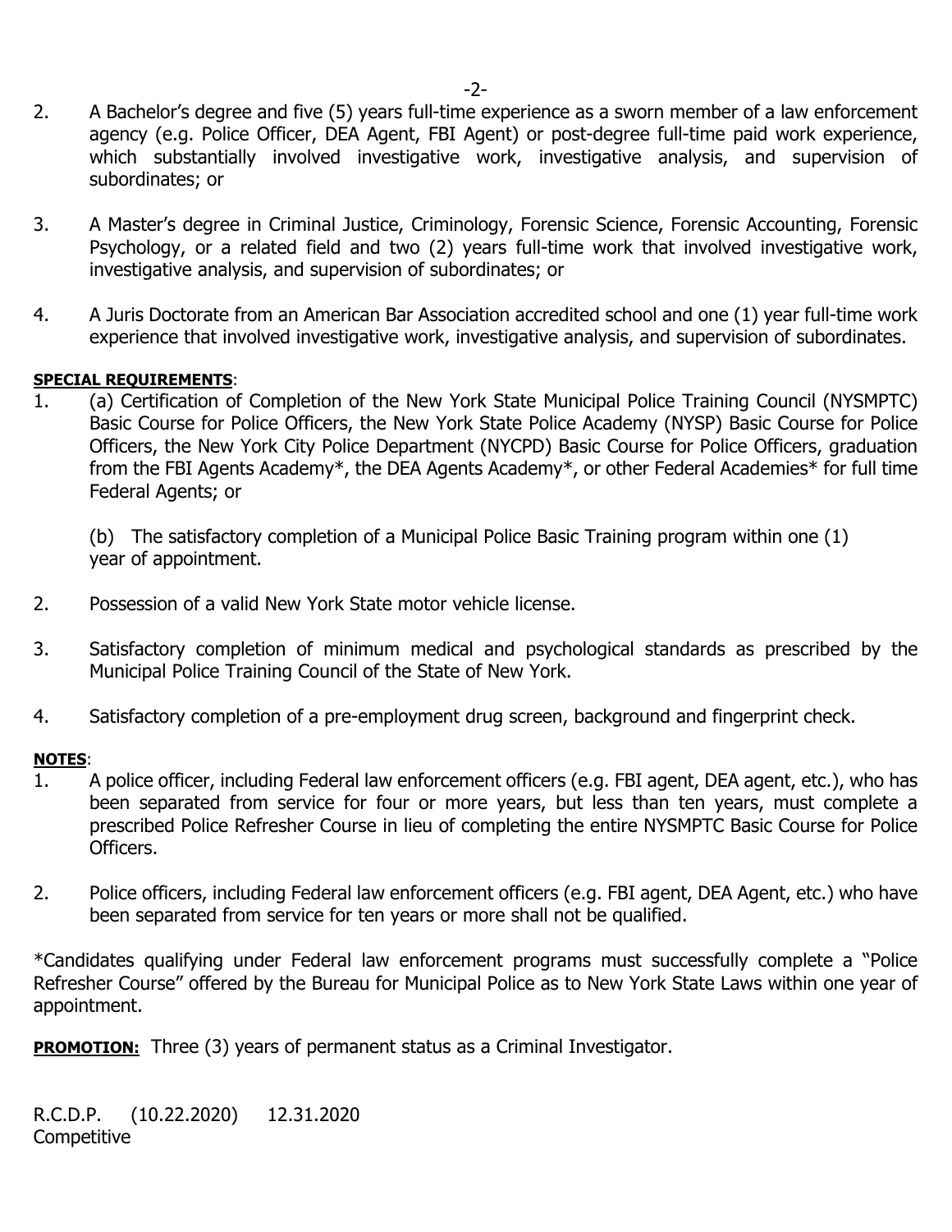2. A Bachelor's degree and five (5) years full-time experience as a sworn member of a law enforcement agency (e.g. Police Officer, DEA Agent, FBI Agent) or post-degree full-time paid work experience, which substantially involved investigative work, investigative analysis, and supervision of subordinates; or

3. A Master's degree in Criminal Justice, Criminology, Forensic Science, Forensic Accounting, Forensic Psychology, or a related field and two (2) years full-time work that involved investigative work, investigative analysis, and supervision of subordinates; or

4. A Juris Doctorate from an American Bar Association accredited school and one (1) year full-time work experience that involved investigative work, investigative analysis, and supervision of subordinates.

**SPECIAL REQUIREMENTS**:

1. (a) Certification of Completion of the New York State Municipal Police Training Council (NYSMPTC) Basic Course for Police Officers, the New York State Police Academy (NYSP) Basic Course for Police Officers, the New York City Police Department (NYCPD) Basic Course for Police Officers, graduation from the FBI Agents Academy*, the DEA Agents Academy*, or other Federal Academies* for full time Federal Agents; or

   (b) The satisfactory completion of a Municipal Police Basic Training program within one (1) year of appointment.

2. Possession of a valid New York State motor vehicle license.

3. Satisfactory completion of minimum medical and psychological standards as prescribed by the Municipal Police Training Council of the State of New York.

4. Satisfactory completion of a pre-employment drug screen, background and fingerprint check.

**NOTES**:

1. A police officer, including Federal law enforcement officers (e.g. FBI agent, DEA agent, etc.), who has been separated from service for four or more years, but less than ten years, must complete a prescribed Police Refresher Course in lieu of completing the entire NYSMPTC Basic Course for Police Officers.

2. Police officers, including Federal law enforcement officers (e.g. FBI agent, DEA Agent, etc.) who have been separated from service for ten years or more shall not be qualified.

*Candidates qualifying under Federal law enforcement programs must successfully complete a "Police Refresher Course" offered by the Bureau for Municipal Police as to New York State Laws within one year of appointment.

**PROMOTION:** Three (3) years of permanent status as a Criminal Investigator.

R.C.D.P. (10.22.2020) 12.31.2020
Competitive